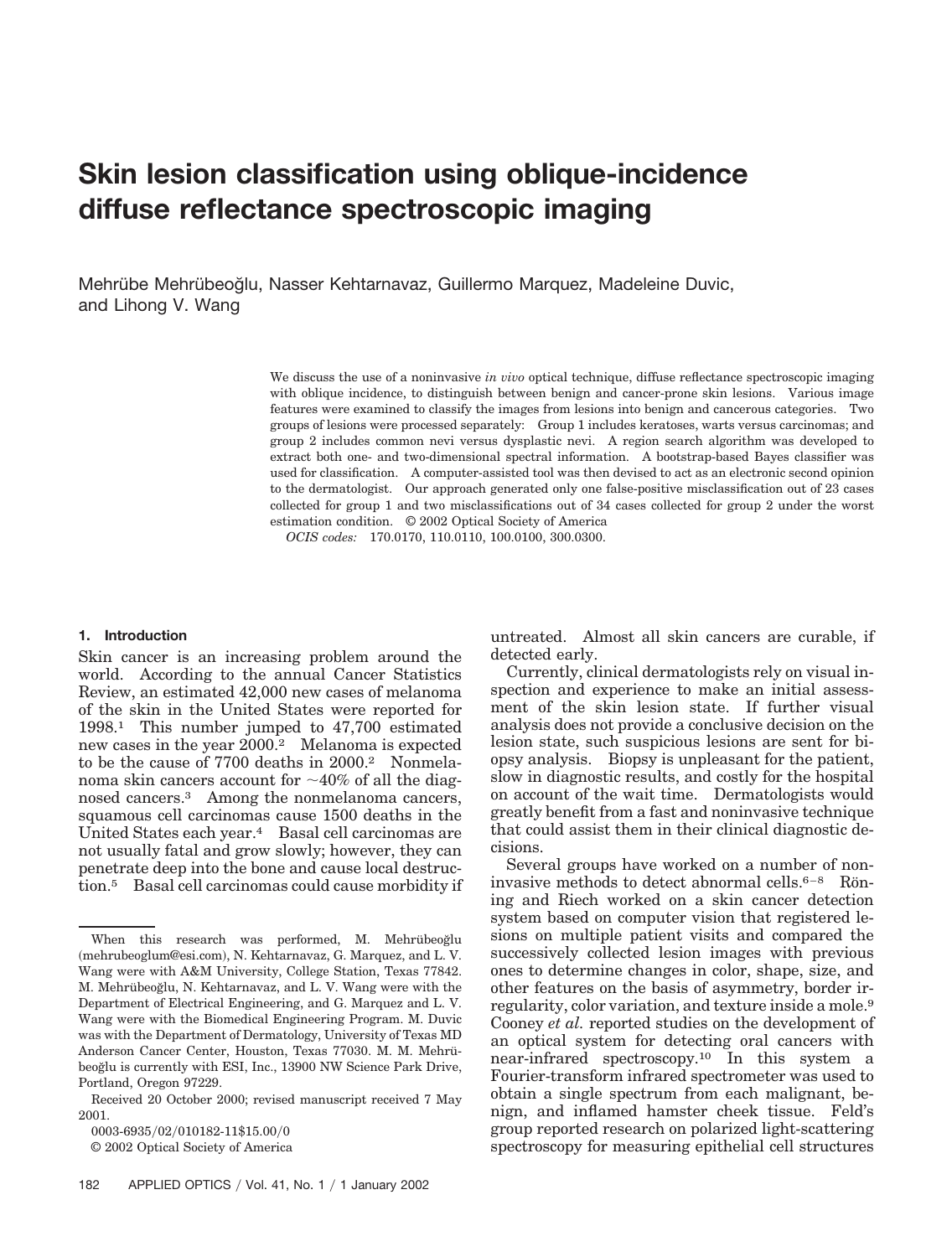# Skin lesion classification using oblique-incidence diffuse reflectance spectroscopic imaging

Mehrübe Mehrübeoğlu, Nasser Kehtarnavaz, Guillermo Marquez, Madeleine Duvic, and Lihong V. Wang

We discuss the use of a noninvasive *in vivo* optical technique, diffuse reflectance spectroscopic imaging with oblique incidence, to distinguish between benign and cancer-prone skin lesions. Various image features were examined to classify the images from lesions into benign and cancerous categories. Two groups of lesions were processed separately: Group 1 includes keratoses, warts versus carcinomas; and group 2 includes common nevi versus dysplastic nevi. A region search algorithm was developed to extract both one- and two-dimensional spectral information. A bootstrap-based Bayes classifier was used for classification. A computer-assisted tool was then devised to act as an electronic second opinion to the dermatologist. Our approach generated only one false-positive misclassification out of 23 cases collected for group 1 and two misclassifications out of 34 cases collected for group 2 under the worst estimation condition. © 2002 Optical Society of America

*OCIS codes:* 170.0170, 110.0110, 100.0100, 300.0300.

## 1. Introduction

Skin cancer is an increasing problem around the world. According to the annual Cancer Statistics Review, an estimated 42,000 new cases of melanoma of the skin in the United States were reported for 1998.[1] This number jumped to 47,700 estimated new cases in the year 2000.[2] Melanoma is expected to be the cause of 7700 deaths in 2000.[2] Nonmelanoma skin cancers account for ~40% of all the diagnosed cancers.[3] Among the nonmelanoma cancers, squamous cell carcinomas cause 1500 deaths in the United States each year.[4] Basal cell carcinomas are not usually fatal and grow slowly; however, they can penetrate deep into the bone and cause local destruction.[5] Basal cell carcinomas could cause morbidity if untreated. Almost all skin cancers are curable, if detected early.

Currently, clinical dermatologists rely on visual inspection and experience to make an initial assessment of the skin lesion state. If further visual analysis does not provide a conclusive decision on the lesion state, such suspicious lesions are sent for biopsy analysis. Biopsy is unpleasant for the patient, slow in diagnostic results, and costly for the hospital on account of the wait time. Dermatologists would greatly benefit from a fast and noninvasive technique that could assist them in their clinical diagnostic decisions.

Several groups have worked on a number of noninvasive methods to detect abnormal cells.[6–8] Röning and Riech worked on a skin cancer detection system based on computer vision that registered lesions on multiple patient visits and compared the successively collected lesion images with previous ones to determine changes in color, shape, size, and other features on the basis of asymmetry, border irregularity, color variation, and texture inside a mole.[9] Cooney *et al.* reported studies on the development of an optical system for detecting oral cancers with near-infrared spectroscopy.[10] In this system a Fourier-transform infrared spectrometer was used to obtain a single spectrum from each malignant, benign, and inflamed hamster cheek tissue. Feld's group reported research on polarized light-scattering spectroscopy for measuring epithelial cell structures

---

When this research was performed, M. Mehrübeoğlu (mehrubeoglum@esi.com), N. Kehtarnavaz, G. Marquez, and L. V. Wang were with A&M University, College Station, Texas 77842. M. Mehrübeoğlu, N. Kehtarnavaz, and L. V. Wang were with the Department of Electrical Engineering, and G. Marquez and L. V. Wang were with the Biomedical Engineering Program. M. Duvic was with the Department of Dermatology, University of Texas MD Anderson Cancer Center, Houston, Texas 77030. M. M. Mehrübeoğlu is currently with ESI, Inc., 13900 NW Science Park Drive, Portland, Oregon 97229.

Received 20 October 2000; revised manuscript received 7 May 2001.

0003-6935/02/010182-11$15.00/0

© 2002 Optical Society of America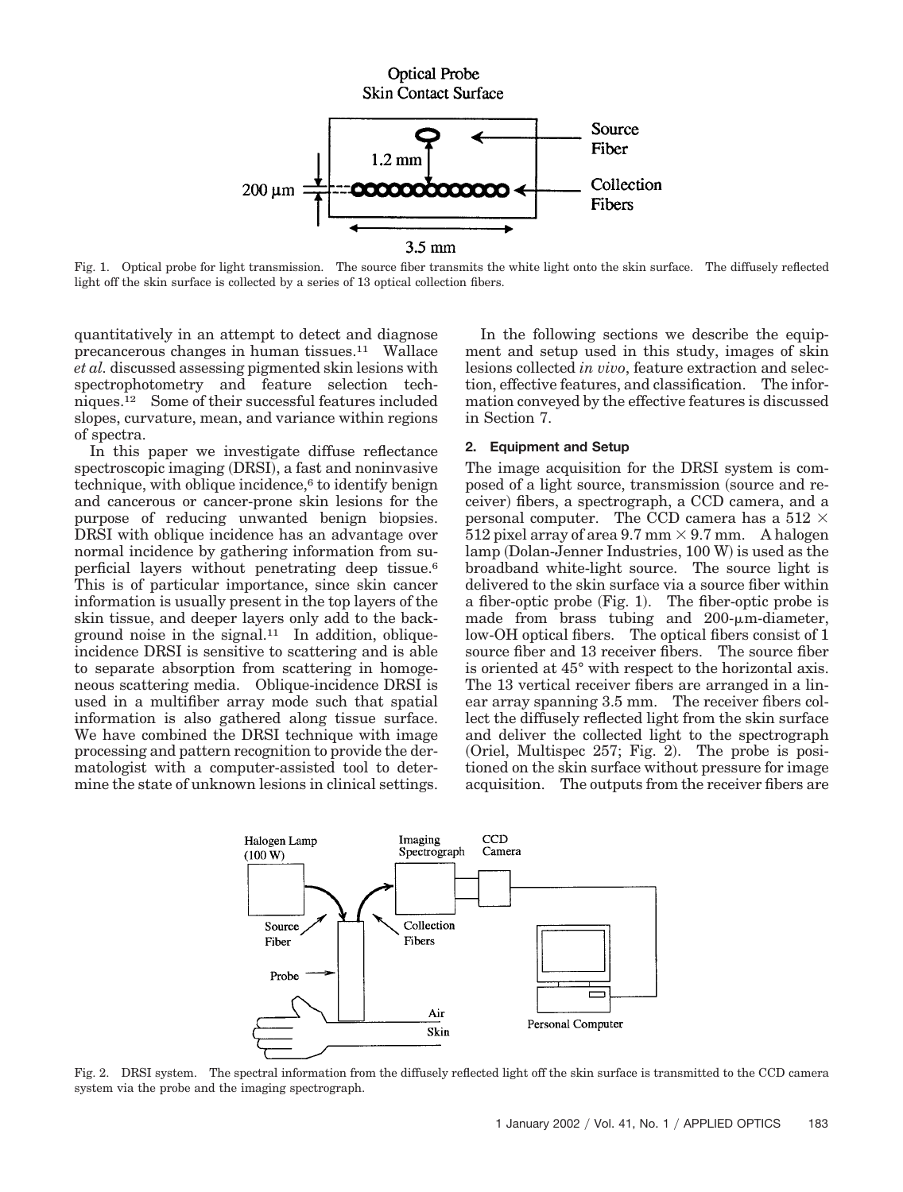Fig. 1. Optical probe for light transmission. The source fiber transmits the white light onto the skin surface. The diffusely reflected light off the skin surface is collected by a series of 13 optical collection fibers.

quantitatively in an attempt to detect and diagnose precancerous changes in human tissues.[11] Wallace *et al.* discussed assessing pigmented skin lesions with spectrophotometry and feature selection techniques.[12] Some of their successful features included slopes, curvature, mean, and variance within regions of spectra.

In this paper we investigate diffuse reflectance spectroscopic imaging (DRSI), a fast and noninvasive technique, with oblique incidence,[6] to identify benign and cancerous or cancer-prone skin lesions for the purpose of reducing unwanted benign biopsies. DRSI with oblique incidence has an advantage over normal incidence by gathering information from superficial layers without penetrating deep tissue.[6] This is of particular importance, since skin cancer information is usually present in the top layers of the skin tissue, and deeper layers only add to the background noise in the signal.[11] In addition, oblique-incidence DRSI is sensitive to scattering and is able to separate absorption from scattering in homogeneous scattering media. Oblique-incidence DRSI is used in a multifiber array mode such that spatial information is also gathered along tissue surface. We have combined the DRSI technique with image processing and pattern recognition to provide the dermatologist with a computer-assisted tool to determine the state of unknown lesions in clinical settings.

In the following sections we describe the equipment and setup used in this study, images of skin lesions collected *in vivo*, feature extraction and selection, effective features, and classification. The information conveyed by the effective features is discussed in Section 7.

## 2. Equipment and Setup

The image acquisition for the DRSI system is composed of a light source, transmission (source and receiver) fibers, a spectrograph, a CCD camera, and a personal computer. The CCD camera has a $512 \times 512$ pixel array of area $9.7 \text{ mm} \times 9.7 \text{ mm}$. A halogen lamp (Dolan-Jenner Industries, 100 W) is used as the broadband white-light source. The source light is delivered to the skin surface via a source fiber within a fiber-optic probe (Fig. 1). The fiber-optic probe is made from brass tubing and 200-$\mu$m-diameter, low-OH optical fibers. The optical fibers consist of 1 source fiber and 13 receiver fibers. The source fiber is oriented at 45° with respect to the horizontal axis. The 13 vertical receiver fibers are arranged in a linear array spanning 3.5 mm. The receiver fibers collect the diffusely reflected light from the skin surface and deliver the collected light to the spectrograph (Oriel, Multispec 257; Fig. 2). The probe is positioned on the skin surface without pressure for image acquisition. The outputs from the receiver fibers are

Fig. 2. DRSI system. The spectral information from the diffusely reflected light off the skin surface is transmitted to the CCD camera system via the probe and the imaging spectrograph.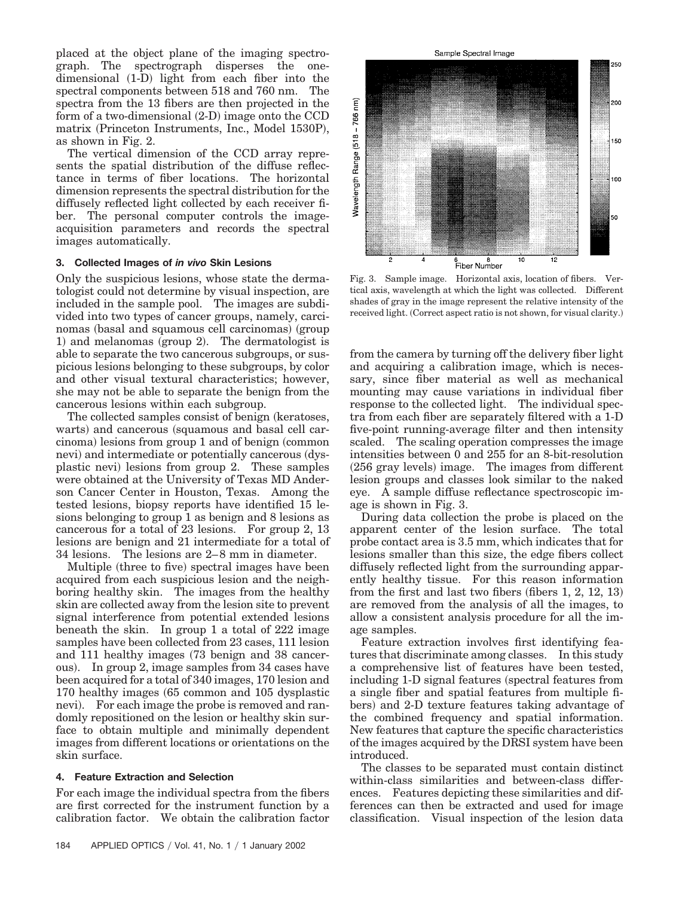placed at the object plane of the imaging spectrograph. The spectrograph disperses the one-dimensional (1-D) light from each fiber into the spectral components between 518 and 760 nm. The spectra from the 13 fibers are then projected in the form of a two-dimensional (2-D) image onto the CCD matrix (Princeton Instruments, Inc., Model 1530P), as shown in Fig. 2.

The vertical dimension of the CCD array represents the spatial distribution of the diffuse reflectance in terms of fiber locations. The horizontal dimension represents the spectral distribution for the diffusely reflected light collected by each receiver fiber. The personal computer controls the image-acquisition parameters and records the spectral images automatically.

### 3. Collected Images of *in vivo* Skin Lesions

Only the suspicious lesions, whose state the dermatologist could not determine by visual inspection, are included in the sample pool. The images are subdivided into two types of cancer groups, namely, carcinomas (basal and squamous cell carcinomas) (group 1) and melanomas (group 2). The dermatologist is able to separate the two cancerous subgroups, or suspicious lesions belonging to these subgroups, by color and other visual textural characteristics; however, she may not be able to separate the benign from the cancerous lesions within each subgroup.

The collected samples consist of benign (keratoses, warts) and cancerous (squamous and basal cell carcinoma) lesions from group 1 and of benign (common nevi) and intermediate or potentially cancerous (dysplastic nevi) lesions from group 2. These samples were obtained at the University of Texas MD Anderson Cancer Center in Houston, Texas. Among the tested lesions, biopsy reports have identified 15 lesions belonging to group 1 as benign and 8 lesions as cancerous for a total of 23 lesions. For group 2, 13 lesions are benign and 21 intermediate for a total of 34 lesions. The lesions are 2–8 mm in diameter.

Multiple (three to five) spectral images have been acquired from each suspicious lesion and the neighboring healthy skin. The images from the healthy skin are collected away from the lesion site to prevent signal interference from potential extended lesions beneath the skin. In group 1 a total of 222 image samples have been collected from 23 cases, 111 lesion and 111 healthy images (73 benign and 38 cancerous). In group 2, image samples from 34 cases have been acquired for a total of 340 images, 170 lesion and 170 healthy images (65 common and 105 dysplastic nevi). For each image the probe is removed and randomly repositioned on the lesion or healthy skin surface to obtain multiple and minimally dependent images from different locations or orientations on the skin surface.

### 4. Feature Extraction and Selection

For each image the individual spectra from the fibers are first corrected for the instrument function by a calibration factor. We obtain the calibration factor from the camera by turning off the delivery fiber light and acquiring a calibration image, which is necessary, since fiber material as well as mechanical mounting may cause variations in individual fiber response to the collected light. The individual spectra from each fiber are separately filtered with a 1-D five-point running-average filter and then intensity scaled. The scaling operation compresses the image intensities between 0 and 255 for an 8-bit-resolution (256 gray levels) image. The images from different lesion groups and classes look similar to the naked eye. A sample diffuse reflectance spectroscopic image is shown in Fig. 3.

Fig. 3. Sample image. Horizontal axis, location of fibers. Vertical axis, wavelength at which the light was collected. Different shades of gray in the image represent the relative intensity of the received light. (Correct aspect ratio is not shown, for visual clarity.)

During data collection the probe is placed on the apparent center of the lesion surface. The total probe contact area is 3.5 mm, which indicates that for lesions smaller than this size, the edge fibers collect diffusely reflected light from the surrounding apparently healthy tissue. For this reason information from the first and last two fibers (fibers 1, 2, 12, 13) are removed from the analysis of all the images, to allow a consistent analysis procedure for all the image samples.

Feature extraction involves first identifying features that discriminate among classes. In this study a comprehensive list of features have been tested, including 1-D signal features (spectral features from a single fiber and spatial features from multiple fibers) and 2-D texture features taking advantage of the combined frequency and spatial information. New features that capture the specific characteristics of the images acquired by the DRSI system have been introduced.

The classes to be separated must contain distinct within-class similarities and between-class differences. Features depicting these similarities and differences can then be extracted and used for image classification. Visual inspection of the lesion data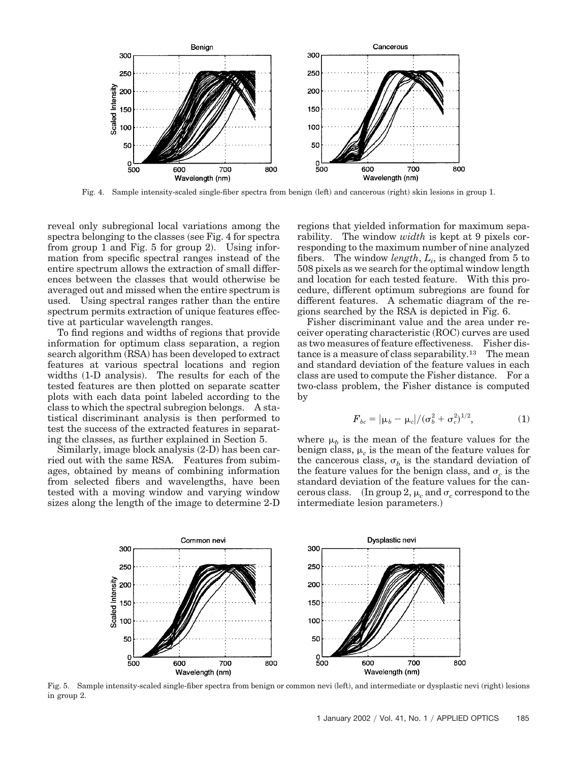Fig. 4. Sample intensity-scaled single-fiber spectra from benign (left) and cancerous (right) skin lesions in group 1.

reveal only subregional local variations among the spectra belonging to the classes (see Fig. 4 for spectra from group 1 and Fig. 5 for group 2). Using information from specific spectral ranges instead of the entire spectrum allows the extraction of small differences between the classes that would otherwise be averaged out and missed when the entire spectrum is used. Using spectral ranges rather than the entire spectrum permits extraction of unique features effective at particular wavelength ranges.

To find regions and widths of regions that provide information for optimum class separation, a region search algorithm (RSA) has been developed to extract features at various spectral locations and region widths (1-D analysis). The results for each of the tested features are then plotted on separate scatter plots with each data point labeled according to the class to which the spectral subregion belongs. A statistical discriminant analysis is then performed to test the success of the extracted features in separating the classes, as further explained in Section 5.

Similarly, image block analysis (2-D) has been carried out with the same RSA. Features from subimages, obtained by means of combining information from selected fibers and wavelengths, have been tested with a moving window and varying window sizes along the length of the image to determine 2-D regions that yielded information for maximum separability. The window *width* is kept at 9 pixels corresponding to the maximum number of nine analyzed fibers. The window *length*, $L_i$, is changed from 5 to 508 pixels as we search for the optimal window length and location for each tested feature. With this procedure, different optimum subregions are found for different features. A schematic diagram of the regions searched by the RSA is depicted in Fig. 6.

Fisher discriminant value and the area under receiver operating characteristic (ROC) curves are used as two measures of feature effectiveness. Fisher distance is a measure of class separability.[13] The mean and standard deviation of the feature values in each class are used to compute the Fisher distance. For a two-class problem, the Fisher distance is computed by

$$F_{bc} = |\mu_b - \mu_c| / (\sigma_b^2 + \sigma_c^2)^{1/2}, \tag{1}$$

where $\mu_b$ is the mean of the feature values for the benign class, $\mu_c$ is the mean of the feature values for the cancerous class, $\sigma_b$ is the standard deviation of the feature values for the benign class, and $\sigma_c$ is the standard deviation of the feature values for the cancerous class. (In group 2, $\mu_c$ and $\sigma_c$ correspond to the intermediate lesion parameters.)

Fig. 5. Sample intensity-scaled single-fiber spectra from benign or common nevi (left), and intermediate or dysplastic nevi (right) lesions in group 2.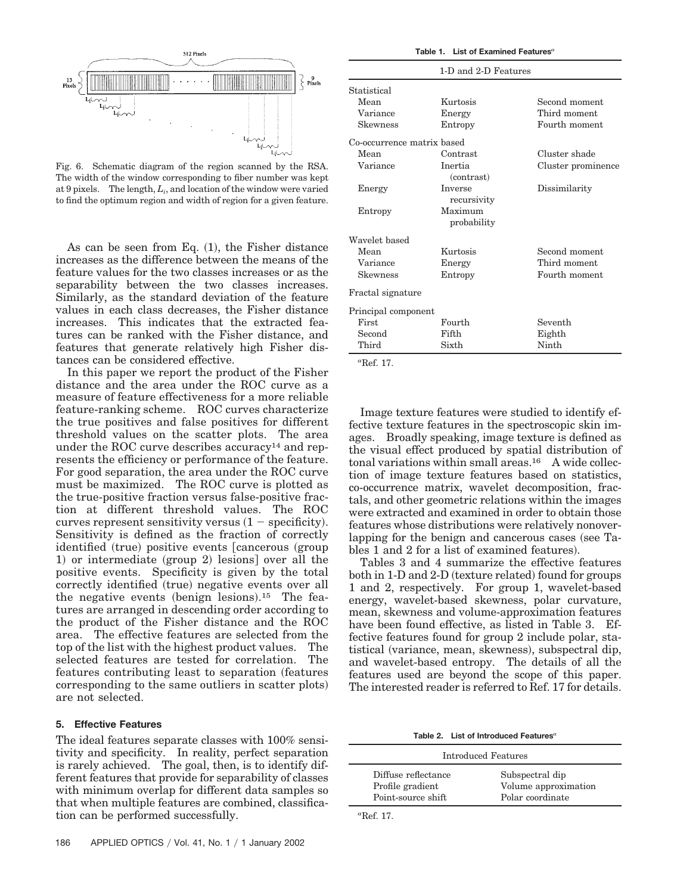Fig. 6. Schematic diagram of the region scanned by the RSA. The width of the window corresponding to fiber number was kept at 9 pixels. The length, $L_i$, and location of the window were varied to find the optimum region and width of region for a given feature.

As can be seen from Eq. (1), the Fisher distance increases as the difference between the means of the feature values for the two classes increases or as the separability between the two classes increases. Similarly, as the standard deviation of the feature values in each class decreases, the Fisher distance increases. This indicates that the extracted features can be ranked with the Fisher distance, and features that generate relatively high Fisher distances can be considered effective.

In this paper we report the product of the Fisher distance and the area under the ROC curve as a measure of feature effectiveness for a more reliable feature-ranking scheme. ROC curves characterize the true positives and false positives for different threshold values on the scatter plots. The area under the ROC curve describes accuracy[14] and represents the efficiency or performance of the feature. For good separation, the area under the ROC curve must be maximized. The ROC curve is plotted as the true-positive fraction versus false-positive fraction at different threshold values. The ROC curves represent sensitivity versus $(1 - \text{specificity})$. Sensitivity is defined as the fraction of correctly identified (true) positive events [cancerous (group 1) or intermediate (group 2) lesions] over all the positive events. Specificity is given by the total correctly identified (true) negative events over all the negative events (benign lesions).[15] The features are arranged in descending order according to the product of the Fisher distance and the ROC area. The effective features are selected from the top of the list with the highest product values. The selected features are tested for correlation. The features contributing least to separation (features corresponding to the same outliers in scatter plots) are not selected.

## 5. Effective Features

The ideal features separate classes with 100% sensitivity and specificity. In reality, perfect separation is rarely achieved. The goal, then, is to identify different features that provide for separability of classes with minimum overlap for different data samples so that when multiple features are combined, classification can be performed successfully.

**Table 1. List of Examined Features**[a]

| 1-D and 2-D Features | | |
|---|---|---|
| Statistical | | |
| Mean | Kurtosis | Second moment |
| Variance | Energy | Third moment |
| Skewness | Entropy | Fourth moment |
| Co-occurrence matrix based | | |
| Mean | Contrast | Cluster shade |
| Variance | Inertia (contrast) | Cluster prominence |
| Energy | Inverse recursivity | Dissimilarity |
| Entropy | Maximum probability | |
| Wavelet based | | |
| Mean | Kurtosis | Second moment |
| Variance | Energy | Third moment |
| Skewness | Entropy | Fourth moment |
| Fractal signature | | |
| Principal component | | |
| First | Fourth | Seventh |
| Second | Fifth | Eighth |
| Third | Sixth | Ninth |

[a]Ref. 17.

Image texture features were studied to identify effective texture features in the spectroscopic skin images. Broadly speaking, image texture is defined as the visual effect produced by spatial distribution of tonal variations within small areas.[16] A wide collection of image texture features based on statistics, co-occurrence matrix, wavelet decomposition, fractals, and other geometric relations within the images were extracted and examined in order to obtain those features whose distributions were relatively nonoverlapping for the benign and cancerous cases (see Tables 1 and 2 for a list of examined features).

Tables 3 and 4 summarize the effective features both in 1-D and 2-D (texture related) found for groups 1 and 2, respectively. For group 1, wavelet-based energy, wavelet-based skewness, polar curvature, mean, skewness and volume-approximation features have been found effective, as listed in Table 3. Effective features found for group 2 include polar, statistical (variance, mean, skewness), subspectral dip, and wavelet-based entropy. The details of all the features used are beyond the scope of this paper. The interested reader is referred to Ref. 17 for details.

**Table 2. List of Introduced Features**[a]

| Introduced Features | |
|---|---|
| Diffuse reflectance | Subspectral dip |
| Profile gradient | Volume approximation |
| Point-source shift | Polar coordinate |

[a]Ref. 17.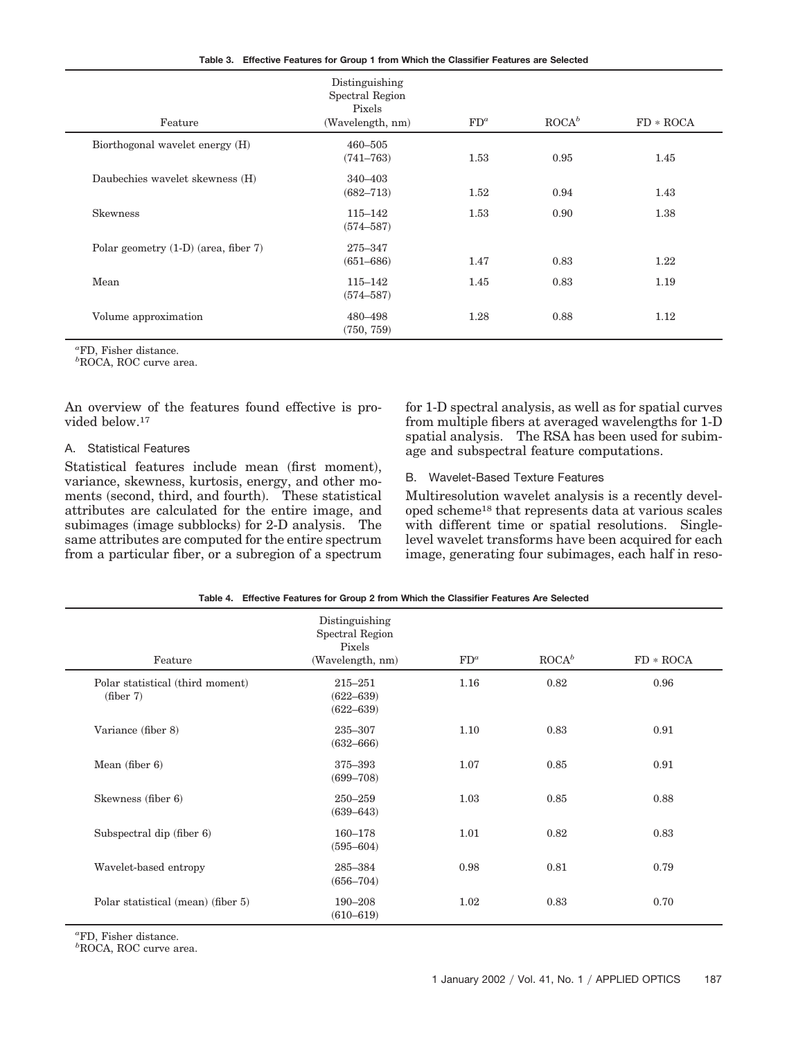**Table 3. Effective Features for Group 1 from Which the Classifier Features are Selected**

| Feature | Distinguishing Spectral Region Pixels (Wavelength, nm) | FD[a] | ROCA[b] | FD * ROCA |
|---|---|---|---|---|
| Biorthogonal wavelet energy (H) | 460–505 (741–763) | 1.53 | 0.95 | 1.45 |
| Daubechies wavelet skewness (H) | 340–403 (682–713) | 1.52 | 0.94 | 1.43 |
| Skewness | 115–142 (574–587) | 1.53 | 0.90 | 1.38 |
| Polar geometry (1-D) (area, fiber 7) | 275–347 (651–686) | 1.47 | 0.83 | 1.22 |
| Mean | 115–142 (574–587) | 1.45 | 0.83 | 1.19 |
| Volume approximation | 480–498 (750, 759) | 1.28 | 0.88 | 1.12 |

[a]FD, Fisher distance.
[b]ROCA, ROC curve area.

An overview of the features found effective is provided below.[17]

### A. Statistical Features

Statistical features include mean (first moment), variance, skewness, kurtosis, energy, and other moments (second, third, and fourth). These statistical attributes are calculated for the entire image, and subimages (image subblocks) for 2-D analysis. The same attributes are computed for the entire spectrum from a particular fiber, or a subregion of a spectrum for 1-D spectral analysis, as well as for spatial curves from multiple fibers at averaged wavelengths for 1-D spatial analysis. The RSA has been used for subimage and subspectral feature computations.

### B. Wavelet-Based Texture Features

Multiresolution wavelet analysis is a recently developed scheme[18] that represents data at various scales with different time or spatial resolutions. Single-level wavelet transforms have been acquired for each image, generating four subimages, each half in reso-

**Table 4. Effective Features for Group 2 from Which the Classifier Features Are Selected**

| Feature | Distinguishing Spectral Region Pixels (Wavelength, nm) | FD[a] | ROCA[b] | FD * ROCA |
|---|---|---|---|---|
| Polar statistical (third moment) (fiber 7) | 215–251 (622–639) (622–639) | 1.16 | 0.82 | 0.96 |
| Variance (fiber 8) | 235–307 (632–666) | 1.10 | 0.83 | 0.91 |
| Mean (fiber 6) | 375–393 (699–708) | 1.07 | 0.85 | 0.91 |
| Skewness (fiber 6) | 250–259 (639–643) | 1.03 | 0.85 | 0.88 |
| Subspectral dip (fiber 6) | 160–178 (595–604) | 1.01 | 0.82 | 0.83 |
| Wavelet-based entropy | 285–384 (656–704) | 0.98 | 0.81 | 0.79 |
| Polar statistical (mean) (fiber 5) | 190–208 (610–619) | 1.02 | 0.83 | 0.70 |

[a]FD, Fisher distance.
[b]ROCA, ROC curve area.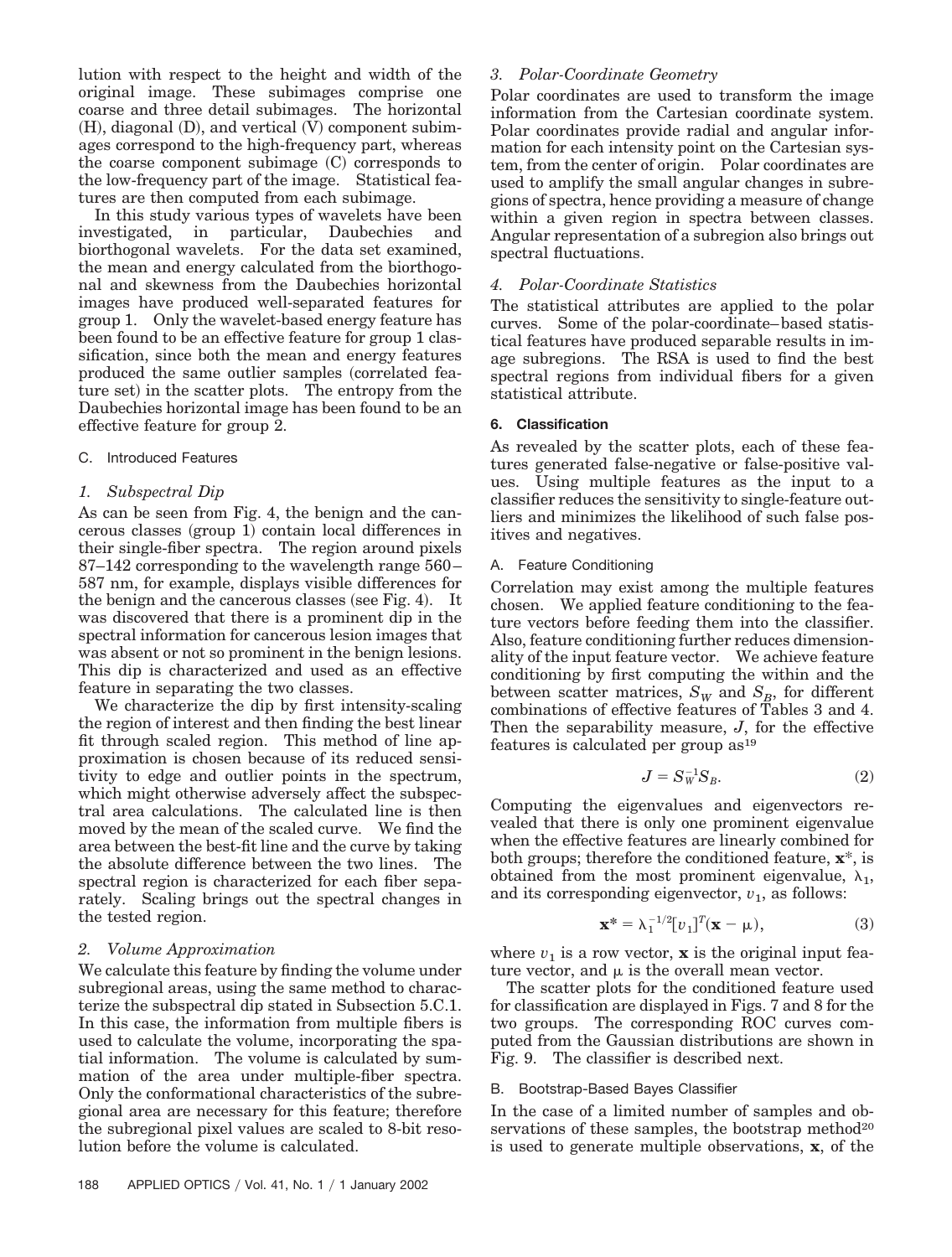lution with respect to the height and width of the original image. These subimages comprise one coarse and three detail subimages. The horizontal (H), diagonal (D), and vertical (V) component subimages correspond to the high-frequency part, whereas the coarse component subimage (C) corresponds to the low-frequency part of the image. Statistical features are then computed from each subimage.

In this study various types of wavelets have been investigated, in particular, Daubechies and biorthogonal wavelets. For the data set examined, the mean and energy calculated from the biorthogonal and skewness from the Daubechies horizontal images have produced well-separated features for group 1. Only the wavelet-based energy feature has been found to be an effective feature for group 1 classification, since both the mean and energy features produced the same outlier samples (correlated feature set) in the scatter plots. The entropy from the Daubechies horizontal image has been found to be an effective feature for group 2.

### C. Introduced Features

#### *1. Subspectral Dip*

As can be seen from Fig. 4, the benign and the cancerous classes (group 1) contain local differences in their single-fiber spectra. The region around pixels 87–142 corresponding to the wavelength range 560–587 nm, for example, displays visible differences for the benign and the cancerous classes (see Fig. 4). It was discovered that there is a prominent dip in the spectral information for cancerous lesion images that was absent or not so prominent in the benign lesions. This dip is characterized and used as an effective feature in separating the two classes.

We characterize the dip by first intensity-scaling the region of interest and then finding the best linear fit through scaled region. This method of line approximation is chosen because of its reduced sensitivity to edge and outlier points in the spectrum, which might otherwise adversely affect the subspectral area calculations. The calculated line is then moved by the mean of the scaled curve. We find the area between the best-fit line and the curve by taking the absolute difference between the two lines. The spectral region is characterized for each fiber separately. Scaling brings out the spectral changes in the tested region.

#### *2. Volume Approximation*

We calculate this feature by finding the volume under subregional areas, using the same method to characterize the subspectral dip stated in Subsection 5.C.1. In this case, the information from multiple fibers is used to calculate the volume, incorporating the spatial information. The volume is calculated by summation of the area under multiple-fiber spectra. Only the conformational characteristics of the subregional area are necessary for this feature; therefore the subregional pixel values are scaled to 8-bit resolution before the volume is calculated.

#### *3. Polar-Coordinate Geometry*

Polar coordinates are used to transform the image information from the Cartesian coordinate system. Polar coordinates provide radial and angular information for each intensity point on the Cartesian system, from the center of origin. Polar coordinates are used to amplify the small angular changes in subregions of spectra, hence providing a measure of change within a given region in spectra between classes. Angular representation of a subregion also brings out spectral fluctuations.

#### *4. Polar-Coordinate Statistics*

The statistical attributes are applied to the polar curves. Some of the polar-coordinate–based statistical features have produced separable results in image subregions. The RSA is used to find the best spectral regions from individual fibers for a given statistical attribute.

## 6. Classification

As revealed by the scatter plots, each of these features generated false-negative or false-positive values. Using multiple features as the input to a classifier reduces the sensitivity to single-feature outliers and minimizes the likelihood of such false positives and negatives.

### A. Feature Conditioning

Correlation may exist among the multiple features chosen. We applied feature conditioning to the feature vectors before feeding them into the classifier. Also, feature conditioning further reduces dimensionality of the input feature vector. We achieve feature conditioning by first computing the within and the between scatter matrices, $S_W$ and $S_B$, for different combinations of effective features of Tables 3 and 4. Then the separability measure, $J$, for the effective features is calculated per group as[19]

$$J = S_W^{-1} S_B. \tag{2}$$

Computing the eigenvalues and eigenvectors revealed that there is only one prominent eigenvalue when the effective features are linearly combined for both groups; therefore the conditioned feature, $\mathbf{x}^*$, is obtained from the most prominent eigenvalue, $\lambda_1$, and its corresponding eigenvector, $v_1$, as follows:

$$\mathbf{x}^* = \lambda_1^{-1/2} [v_1]^T (\mathbf{x} - \mu), \tag{3}$$

where $v_1$ is a row vector, $\mathbf{x}$ is the original input feature vector, and $\mu$ is the overall mean vector.

The scatter plots for the conditioned feature used for classification are displayed in Figs. 7 and 8 for the two groups. The corresponding ROC curves computed from the Gaussian distributions are shown in Fig. 9. The classifier is described next.

### B. Bootstrap-Based Bayes Classifier

In the case of a limited number of samples and observations of these samples, the bootstrap method[20] is used to generate multiple observations, $\mathbf{x}$, of the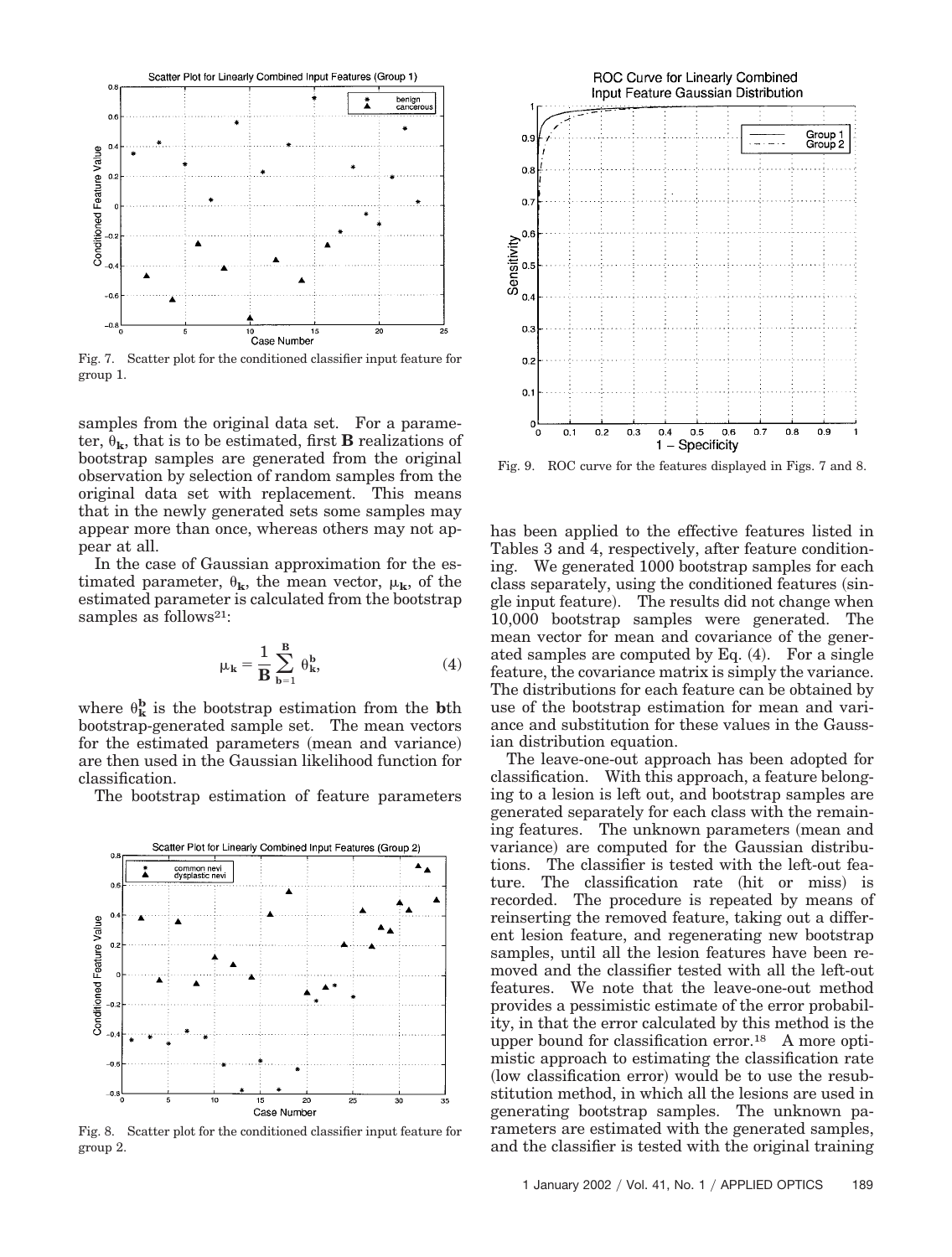Fig. 7. Scatter plot for the conditioned classifier input feature for group 1.

Fig. 8. Scatter plot for the conditioned classifier input feature for group 2.

Fig. 9. ROC curve for the features displayed in Figs. 7 and 8.

samples from the original data set. For a parameter, $\theta_k$, that is to be estimated, first **B** realizations of bootstrap samples are generated from the original observation by selection of random samples from the original data set with replacement. This means that in the newly generated sets some samples may appear more than once, whereas others may not appear at all.

In the case of Gaussian approximation for the estimated parameter, $\theta_k$, the mean vector, $\mu_k$, of the estimated parameter is calculated from the bootstrap samples as follows[21]:

$$\mu_k = \frac{1}{B} \sum_{b=1}^{B} \theta_k^b, \tag{4}$$

where $\theta_k^b$ is the bootstrap estimation from the **b**th bootstrap-generated sample set. The mean vectors for the estimated parameters (mean and variance) are then used in the Gaussian likelihood function for classification.

The bootstrap estimation of feature parameters has been applied to the effective features listed in Tables 3 and 4, respectively, after feature conditioning. We generated 1000 bootstrap samples for each class separately, using the conditioned features (single input feature). The results did not change when 10,000 bootstrap samples were generated. The mean vector for mean and covariance of the generated samples are computed by Eq. (4). For a single feature, the covariance matrix is simply the variance. The distributions for each feature can be obtained by use of the bootstrap estimation for mean and variance and substitution for these values in the Gaussian distribution equation.

The leave-one-out approach has been adopted for classification. With this approach, a feature belonging to a lesion is left out, and bootstrap samples are generated separately for each class with the remaining features. The unknown parameters (mean and variance) are computed for the Gaussian distributions. The classifier is tested with the left-out feature. The classification rate (hit or miss) is recorded. The procedure is repeated by means of reinserting the removed feature, taking out a different lesion feature, and regenerating new bootstrap samples, until all the lesion features have been removed and the classifier tested with all the left-out features. We note that the leave-one-out method provides a pessimistic estimate of the error probability, in that the error calculated by this method is the upper bound for classification error.[18] A more optimistic approach to estimating the classification rate (low classification error) would be to use the resubstitution method, in which all the lesions are used in generating bootstrap samples. The unknown parameters are estimated with the generated samples, and the classifier is tested with the original training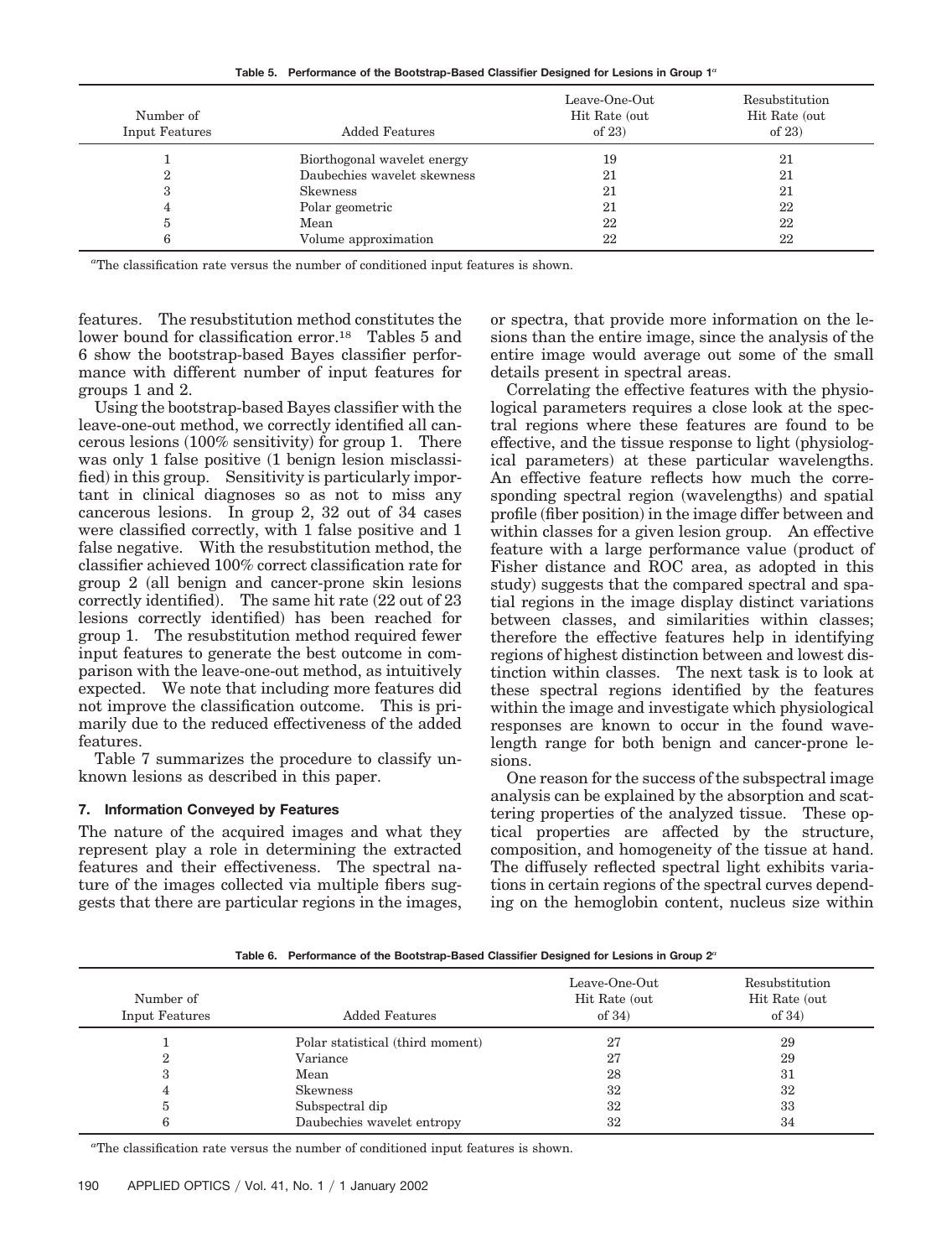**Table 5. Performance of the Bootstrap-Based Classifier Designed for Lesions in Group 1[a]**

| Number of Input Features | Added Features | Leave-One-Out Hit Rate (out of 23) | Resubstitution Hit Rate (out of 23) |
|---|---|---|---|
| 1 | Biorthogonal wavelet energy | 19 | 21 |
| 2 | Daubechies wavelet skewness | 21 | 21 |
| 3 | Skewness | 21 | 21 |
| 4 | Polar geometric | 21 | 22 |
| 5 | Mean | 22 | 22 |
| 6 | Volume approximation | 22 | 22 |

[a]The classification rate versus the number of conditioned input features is shown.

features. The resubstitution method constitutes the lower bound for classification error.[18] Tables 5 and 6 show the bootstrap-based Bayes classifier performance with different number of input features for groups 1 and 2.

Using the bootstrap-based Bayes classifier with the leave-one-out method, we correctly identified all cancerous lesions (100% sensitivity) for group 1. There was only 1 false positive (1 benign lesion misclassified) in this group. Sensitivity is particularly important in clinical diagnoses so as not to miss any cancerous lesions. In group 2, 32 out of 34 cases were classified correctly, with 1 false positive and 1 false negative. With the resubstitution method, the classifier achieved 100% correct classification rate for group 2 (all benign and cancer-prone skin lesions correctly identified). The same hit rate (22 out of 23 lesions correctly identified) has been reached for group 1. The resubstitution method required fewer input features to generate the best outcome in comparison with the leave-one-out method, as intuitively expected. We note that including more features did not improve the classification outcome. This is primarily due to the reduced effectiveness of the added features.

Table 7 summarizes the procedure to classify unknown lesions as described in this paper.

## 7. Information Conveyed by Features

The nature of the acquired images and what they represent play a role in determining the extracted features and their effectiveness. The spectral nature of the images collected via multiple fibers suggests that there are particular regions in the images, or spectra, that provide more information on the lesions than the entire image, since the analysis of the entire image would average out some of the small details present in spectral areas.

Correlating the effective features with the physiological parameters requires a close look at the spectral regions where these features are found to be effective, and the tissue response to light (physiological parameters) at these particular wavelengths. An effective feature reflects how much the corresponding spectral region (wavelengths) and spatial profile (fiber position) in the image differ between and within classes for a given lesion group. An effective feature with a large performance value (product of Fisher distance and ROC area, as adopted in this study) suggests that the compared spectral and spatial regions in the image display distinct variations between classes, and similarities within classes; therefore the effective features help in identifying regions of highest distinction between and lowest distinction within classes. The next task is to look at these spectral regions identified by the features within the image and investigate which physiological responses are known to occur in the found wavelength range for both benign and cancer-prone lesions.

One reason for the success of the subspectral image analysis can be explained by the absorption and scattering properties of the analyzed tissue. These optical properties are affected by the structure, composition, and homogeneity of the tissue at hand. The diffusely reflected spectral light exhibits variations in certain regions of the spectral curves depending on the hemoglobin content, nucleus size within

**Table 6. Performance of the Bootstrap-Based Classifier Designed for Lesions in Group 2[a]**

| Number of Input Features | Added Features | Leave-One-Out Hit Rate (out of 34) | Resubstitution Hit Rate (out of 34) |
|---|---|---|---|
| 1 | Polar statistical (third moment) | 27 | 29 |
| 2 | Variance | 27 | 29 |
| 3 | Mean | 28 | 31 |
| 4 | Skewness | 32 | 32 |
| 5 | Subspectral dip | 32 | 33 |
| 6 | Daubechies wavelet entropy | 32 | 34 |

[a]The classification rate versus the number of conditioned input features is shown.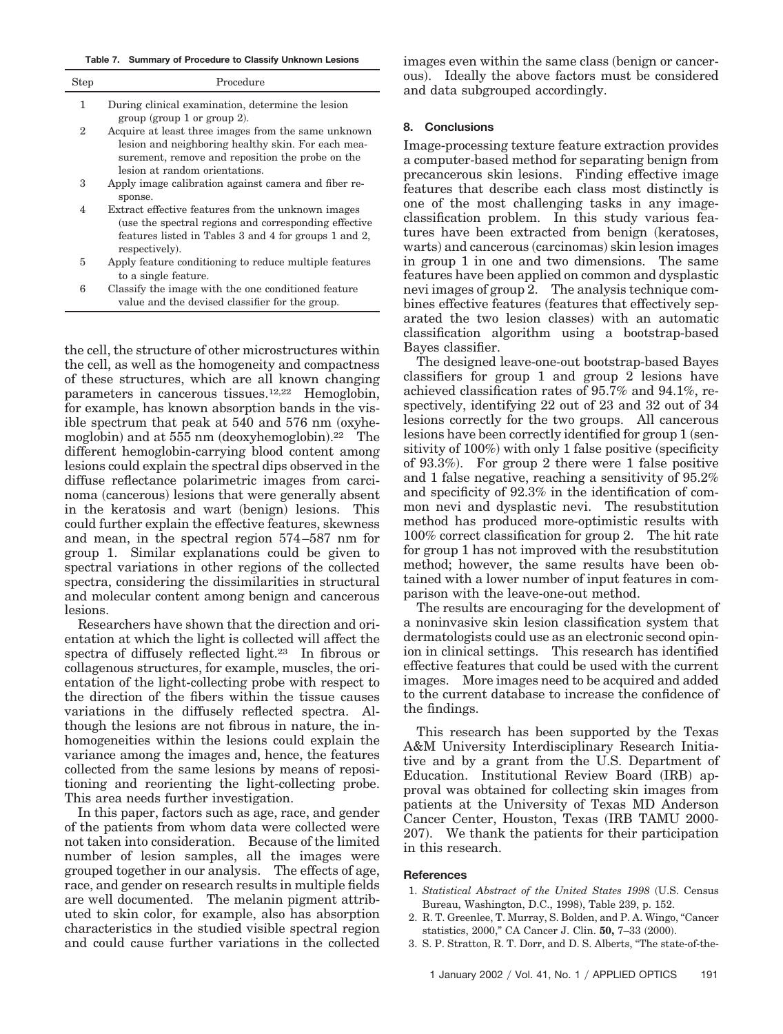**Table 7. Summary of Procedure to Classify Unknown Lesions**

| Step | Procedure |
|---|---|
| 1 | During clinical examination, determine the lesion group (group 1 or group 2). |
| 2 | Acquire at least three images from the same unknown lesion and neighboring healthy skin. For each measurement, remove and reposition the probe on the lesion at random orientations. |
| 3 | Apply image calibration against camera and fiber response. |
| 4 | Extract effective features from the unknown images (use the spectral regions and corresponding effective features listed in Tables 3 and 4 for groups 1 and 2, respectively). |
| 5 | Apply feature conditioning to reduce multiple features to a single feature. |
| 6 | Classify the image with the one conditioned feature value and the devised classifier for the group. |

the cell, the structure of other microstructures within the cell, as well as the homogeneity and compactness of these structures, which are all known changing parameters in cancerous tissues.[12,22] Hemoglobin, for example, has known absorption bands in the visible spectrum that peak at 540 and 576 nm (oxyhemoglobin) and at 555 nm (deoxyhemoglobin).[22] The different hemoglobin-carrying blood content among lesions could explain the spectral dips observed in the diffuse reflectance polarimetric images from carcinoma (cancerous) lesions that were generally absent in the keratosis and wart (benign) lesions. This could further explain the effective features, skewness and mean, in the spectral region 574–587 nm for group 1. Similar explanations could be given to spectral variations in other regions of the collected spectra, considering the dissimilarities in structural and molecular content among benign and cancerous lesions.

Researchers have shown that the direction and orientation at which the light is collected will affect the spectra of diffusely reflected light.[23] In fibrous or collagenous structures, for example, muscles, the orientation of the light-collecting probe with respect to the direction of the fibers within the tissue causes variations in the diffusely reflected spectra. Although the lesions are not fibrous in nature, the inhomogeneities within the lesions could explain the variance among the images and, hence, the features collected from the same lesions by means of repositioning and reorienting the light-collecting probe. This area needs further investigation.

In this paper, factors such as age, race, and gender of the patients from whom data were collected were not taken into consideration. Because of the limited number of lesion samples, all the images were grouped together in our analysis. The effects of age, race, and gender on research results in multiple fields are well documented. The melanin pigment attributed to skin color, for example, also has absorption characteristics in the studied visible spectral region and could cause further variations in the collected images even within the same class (benign or cancerous). Ideally the above factors must be considered and data subgrouped accordingly.

## 8. Conclusions

Image-processing texture feature extraction provides a computer-based method for separating benign from precancerous skin lesions. Finding effective image features that describe each class most distinctly is one of the most challenging tasks in any image-classification problem. In this study various features have been extracted from benign (keratoses, warts) and cancerous (carcinomas) skin lesion images in group 1 in one and two dimensions. The same features have been applied on common and dysplastic nevi images of group 2. The analysis technique combines effective features (features that effectively separated the two lesion classes) with an automatic classification algorithm using a bootstrap-based Bayes classifier.

The designed leave-one-out bootstrap-based Bayes classifiers for group 1 and group 2 lesions have achieved classification rates of 95.7% and 94.1%, respectively, identifying 22 out of 23 and 32 out of 34 lesions correctly for the two groups. All cancerous lesions have been correctly identified for group 1 (sensitivity of 100%) with only 1 false positive (specificity of 93.3%). For group 2 there were 1 false positive and 1 false negative, reaching a sensitivity of 95.2% and specificity of 92.3% in the identification of common nevi and dysplastic nevi. The resubstitution method has produced more-optimistic results with 100% correct classification for group 2. The hit rate for group 1 has not improved with the resubstitution method; however, the same results have been obtained with a lower number of input features in comparison with the leave-one-out method.

The results are encouraging for the development of a noninvasive skin lesion classification system that dermatologists could use as an electronic second opinion in clinical settings. This research has identified effective features that could be used with the current images. More images need to be acquired and added to the current database to increase the confidence of the findings.

This research has been supported by the Texas A&M University Interdisciplinary Research Initiative and by a grant from the U.S. Department of Education. Institutional Review Board (IRB) approval was obtained for collecting skin images from patients at the University of Texas MD Anderson Cancer Center, Houston, Texas (IRB TAMU 2000-207). We thank the patients for their participation in this research.

## References

1. *Statistical Abstract of the United States 1998* (U.S. Census Bureau, Washington, D.C., 1998), Table 239, p. 152.
2. R. T. Greenlee, T. Murray, S. Bolden, and P. A. Wingo, "Cancer statistics, 2000," CA Cancer J. Clin. **50,** 7–33 (2000).
3. S. P. Stratton, R. T. Dorr, and D. S. Alberts, "The state-of-the-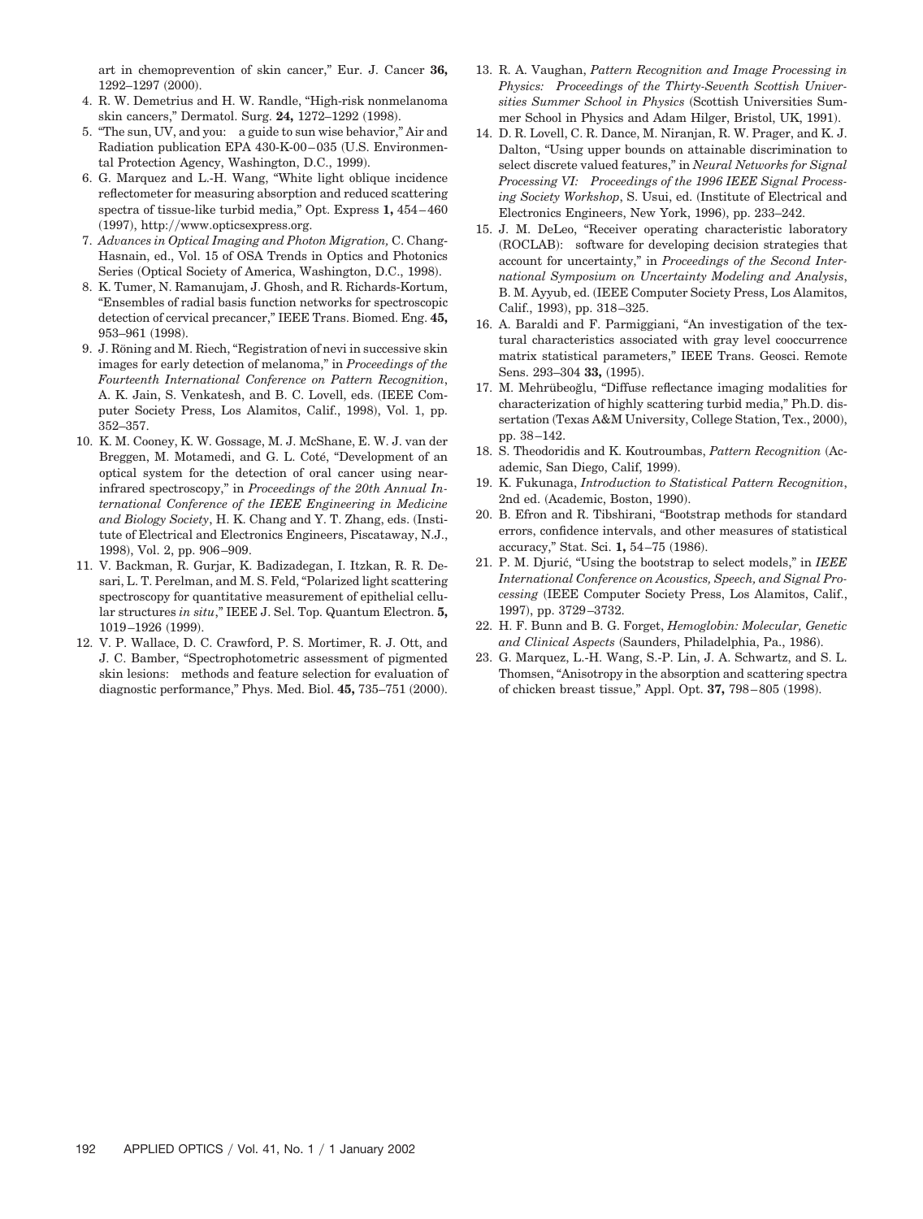art in chemoprevention of skin cancer," Eur. J. Cancer **36,** 1292–1297 (2000).

4. R. W. Demetrius and H. W. Randle, "High-risk nonmelanoma skin cancers," Dermatol. Surg. **24,** 1272–1292 (1998).
5. "The sun, UV, and you: a guide to sun wise behavior," Air and Radiation publication EPA 430-K-00–035 (U.S. Environmental Protection Agency, Washington, D.C., 1999).
6. G. Marquez and L.-H. Wang, "White light oblique incidence reflectometer for measuring absorption and reduced scattering spectra of tissue-like turbid media," Opt. Express **1,** 454–460 (1997), http://www.opticsexpress.org.
7. *Advances in Optical Imaging and Photon Migration,* C. Chang-Hasnain, ed., Vol. 15 of OSA Trends in Optics and Photonics Series (Optical Society of America, Washington, D.C., 1998).
8. K. Tumer, N. Ramanujam, J. Ghosh, and R. Richards-Kortum, "Ensembles of radial basis function networks for spectroscopic detection of cervical precancer," IEEE Trans. Biomed. Eng. **45,** 953–961 (1998).
9. J. Röning and M. Riech, "Registration of nevi in successive skin images for early detection of melanoma," in *Proceedings of the Fourteenth International Conference on Pattern Recognition*, A. K. Jain, S. Venkatesh, and B. C. Lovell, eds. (IEEE Computer Society Press, Los Alamitos, Calif., 1998), Vol. 1, pp. 352–357.
10. K. M. Cooney, K. W. Gossage, M. J. McShane, E. W. J. van der Breggen, M. Motamedi, and G. L. Coté, "Development of an optical system for the detection of oral cancer using near-infrared spectroscopy," in *Proceedings of the 20th Annual International Conference of the IEEE Engineering in Medicine and Biology Society*, H. K. Chang and Y. T. Zhang, eds. (Institute of Electrical and Electronics Engineers, Piscataway, N.J., 1998), Vol. 2, pp. 906–909.
11. V. Backman, R. Gurjar, K. Badizadegan, I. Itzkan, R. R. Desari, L. T. Perelman, and M. S. Feld, "Polarized light scattering spectroscopy for quantitative measurement of epithelial cellular structures *in situ*," IEEE J. Sel. Top. Quantum Electron. **5,** 1019–1926 (1999).
12. V. P. Wallace, D. C. Crawford, P. S. Mortimer, R. J. Ott, and J. C. Bamber, "Spectrophotometric assessment of pigmented skin lesions: methods and feature selection for evaluation of diagnostic performance," Phys. Med. Biol. **45,** 735–751 (2000).
13. R. A. Vaughan, *Pattern Recognition and Image Processing in Physics: Proceedings of the Thirty-Seventh Scottish Universities Summer School in Physics* (Scottish Universities Summer School in Physics and Adam Hilger, Bristol, UK, 1991).
14. D. R. Lovell, C. R. Dance, M. Niranjan, R. W. Prager, and K. J. Dalton, "Using upper bounds on attainable discrimination to select discrete valued features," in *Neural Networks for Signal Processing VI: Proceedings of the 1996 IEEE Signal Processing Society Workshop*, S. Usui, ed. (Institute of Electrical and Electronics Engineers, New York, 1996), pp. 233–242.
15. J. M. DeLeo, "Receiver operating characteristic laboratory (ROCLAB): software for developing decision strategies that account for uncertainty," in *Proceedings of the Second International Symposium on Uncertainty Modeling and Analysis*, B. M. Ayyub, ed. (IEEE Computer Society Press, Los Alamitos, Calif., 1993), pp. 318–325.
16. A. Baraldi and F. Parmiggiani, "An investigation of the textural characteristics associated with gray level cooccurrence matrix statistical parameters," IEEE Trans. Geosci. Remote Sens. 293–304 **33,** (1995).
17. M. Mehrübeoğlu, "Diffuse reflectance imaging modalities for characterization of highly scattering turbid media," Ph.D. dissertation (Texas A&M University, College Station, Tex., 2000), pp. 38–142.
18. S. Theodoridis and K. Koutroumbas, *Pattern Recognition* (Academic, San Diego, Calif, 1999).
19. K. Fukunaga, *Introduction to Statistical Pattern Recognition*, 2nd ed. (Academic, Boston, 1990).
20. B. Efron and R. Tibshirani, "Bootstrap methods for standard errors, confidence intervals, and other measures of statistical accuracy," Stat. Sci. **1,** 54–75 (1986).
21. P. M. Djurić, "Using the bootstrap to select models," in *IEEE International Conference on Acoustics, Speech, and Signal Processing* (IEEE Computer Society Press, Los Alamitos, Calif., 1997), pp. 3729–3732.
22. H. F. Bunn and B. G. Forget, *Hemoglobin: Molecular, Genetic and Clinical Aspects* (Saunders, Philadelphia, Pa., 1986).
23. G. Marquez, L.-H. Wang, S.-P. Lin, J. A. Schwartz, and S. L. Thomsen, "Anisotropy in the absorption and scattering spectra of chicken breast tissue," Appl. Opt. **37,** 798–805 (1998).